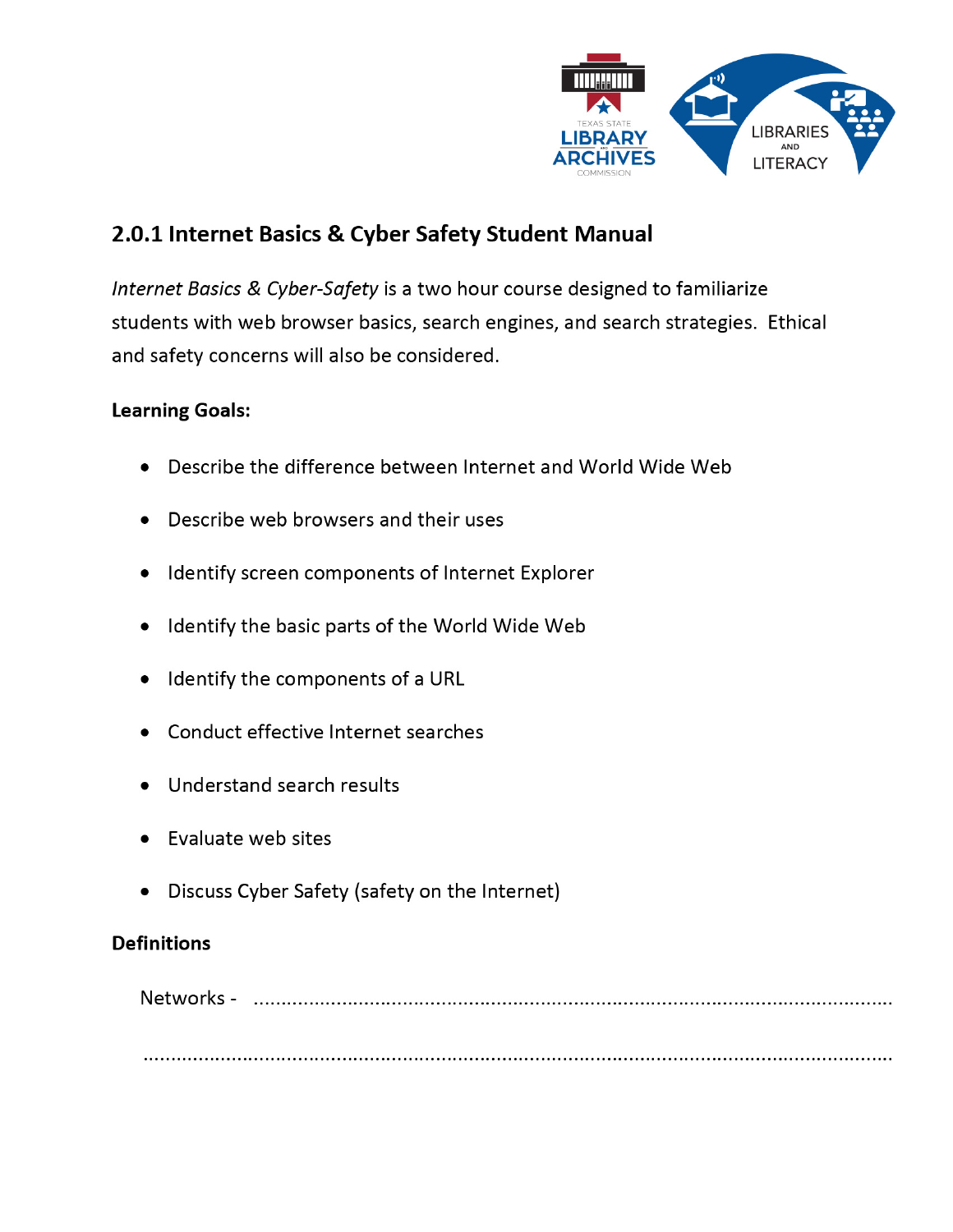## 2.0.1 Internet Basics & Cyber Safety Student Manual

*Internet Basics & Cyber-Safety* is a two hour course designed to familiarize students with web browser basics, search engines, and search strategies. Ethical and safety concerns will also be considered.

**Learning Goals:**

- Describe the difference between Internet and World Wide Web
- Describe web browsers and their uses
- Identify screen components of Internet Explorer
- Identify the basic parts of the World Wide Web
- Identify the components of a URL
- Conduct effective Internet searches
- Understand search results
- Evaluate web sites
- Discuss Cyber Safety (safety on the Internet)

**Definitions**

Networks - ..........................................................................................................

..........................................................................................................................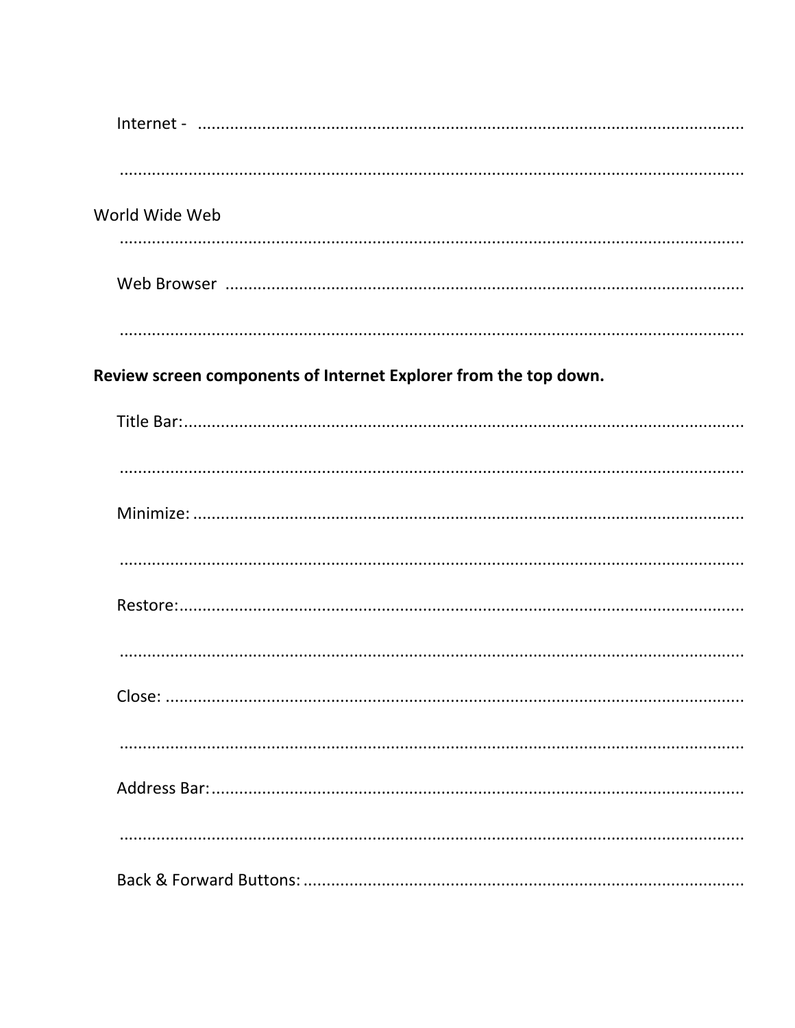Internet - ....................................................................................................................

....................................................................................................................................

World Wide Web

....................................................................................................................................

Web Browser ..............................................................................................................

....................................................................................................................................

**Review screen components of Internet Explorer from the top down.**

Title Bar:....................................................................................................................

....................................................................................................................................

Minimize: ....................................................................................................................

....................................................................................................................................

Restore:......................................................................................................................

....................................................................................................................................

Close: .........................................................................................................................

....................................................................................................................................

Address Bar:...............................................................................................................

....................................................................................................................................

Back & Forward Buttons: ...........................................................................................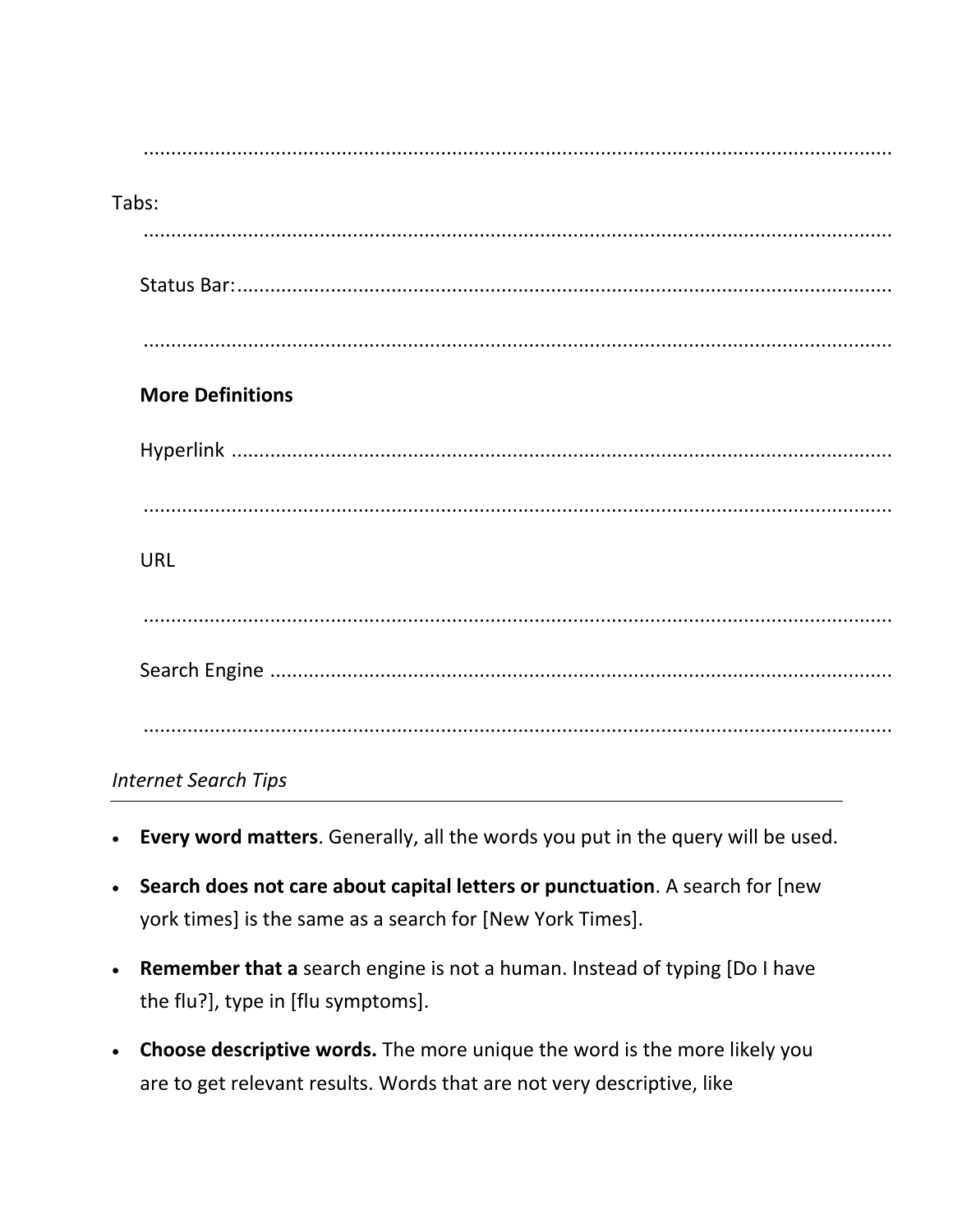..............................................................................................................................

Tabs:

..............................................................................................................................

Status Bar:.......................................................................................................................

..............................................................................................................................

**More Definitions**

Hyperlink .........................................................................................................................

..............................................................................................................................

URL

..............................................................................................................................

Search Engine .................................................................................................................

..............................................................................................................................

*Internet Search Tips*

- **Every word matters**. Generally, all the words you put in the query will be used.
- **Search does not care about capital letters or punctuation**. A search for [new york times] is the same as a search for [New York Times].
- **Remember that a** search engine is not a human. Instead of typing [Do I have the flu?], type in [flu symptoms].
- **Choose descriptive words.** The more unique the word is the more likely you are to get relevant results. Words that are not very descriptive, like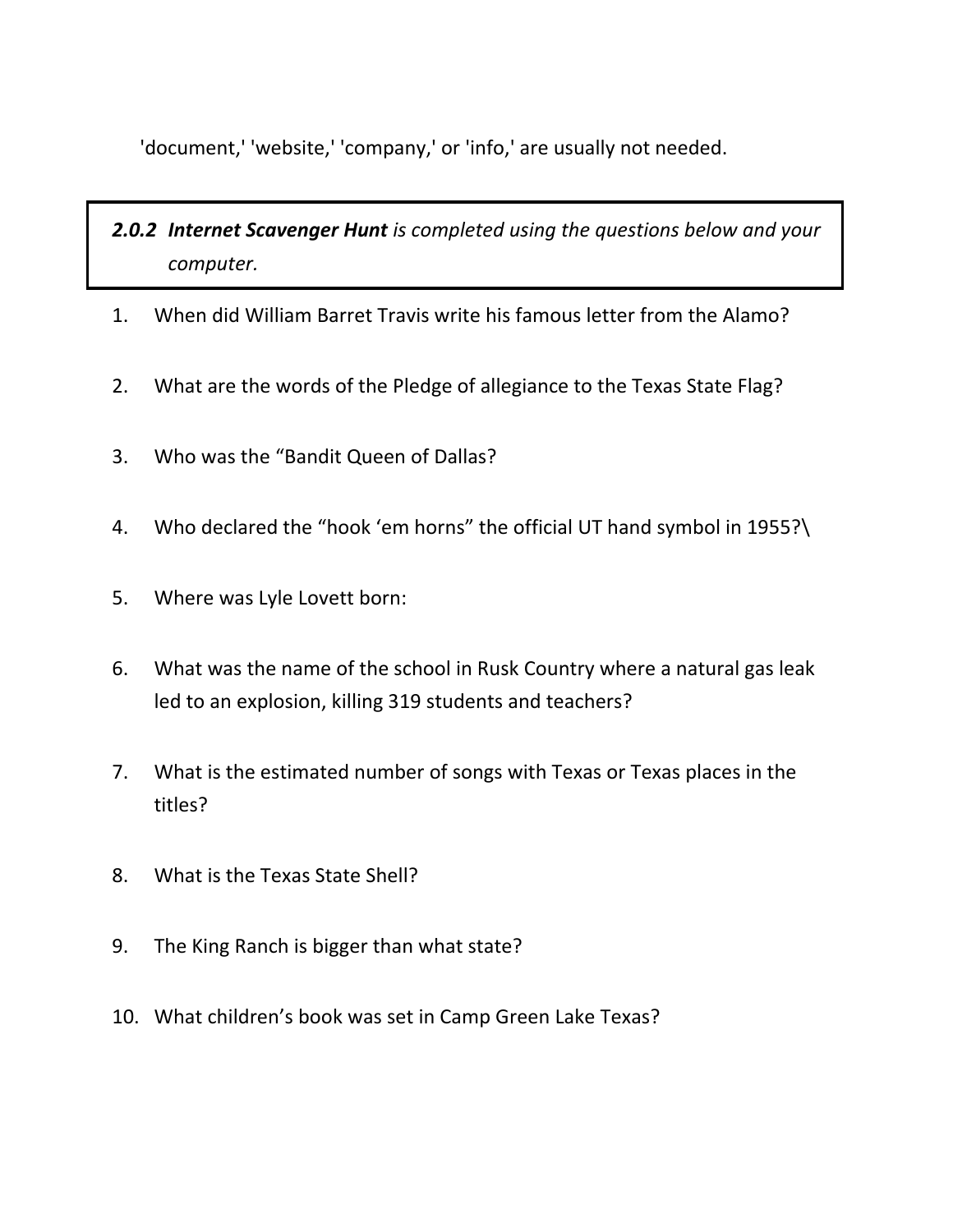'document,' 'website,' 'company,' or 'info,' are usually not needed.

***2.0.2 Internet Scavenger Hunt*** *is completed using the questions below and your computer.*

1. When did William Barret Travis write his famous letter from the Alamo?
2. What are the words of the Pledge of allegiance to the Texas State Flag?
3. Who was the "Bandit Queen of Dallas?
4. Who declared the "hook 'em horns" the official UT hand symbol in 1955?\
5. Where was Lyle Lovett born:
6. What was the name of the school in Rusk Country where a natural gas leak led to an explosion, killing 319 students and teachers?
7. What is the estimated number of songs with Texas or Texas places in the titles?
8. What is the Texas State Shell?
9. The King Ranch is bigger than what state?
10. What children's book was set in Camp Green Lake Texas?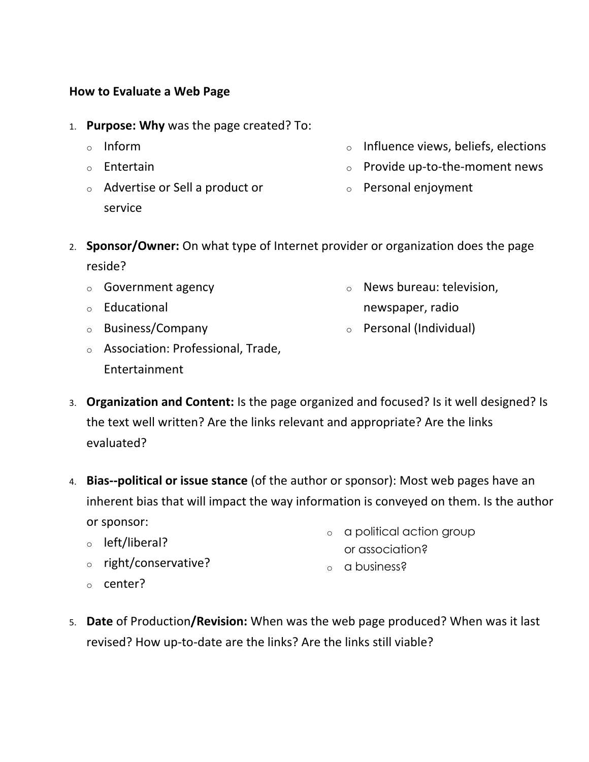**How to Evaluate a Web Page**

1. **Purpose: Why** was the page created? To:
   - Inform
   - Entertain
   - Advertise or Sell a product or service
   - Influence views, beliefs, elections
   - Provide up-to-the-moment news
   - Personal enjoyment

2. **Sponsor/Owner:** On what type of Internet provider or organization does the page reside?
   - Government agency
   - Educational
   - Business/Company
   - Association: Professional, Trade, Entertainment
   - News bureau: television, newspaper, radio
   - Personal (Individual)

3. **Organization and Content:** Is the page organized and focused? Is it well designed? Is the text well written? Are the links relevant and appropriate? Are the links evaluated?

4. **Bias--political or issue stance** (of the author or sponsor): Most web pages have an inherent bias that will impact the way information is conveyed on them. Is the author or sponsor:
   - left/liberal?
   - right/conservative?
   - center?
   - a political action group or association?
   - a business?

5. **Date** of Production**/Revision:** When was the web page produced? When was it last revised? How up-to-date are the links? Are the links still viable?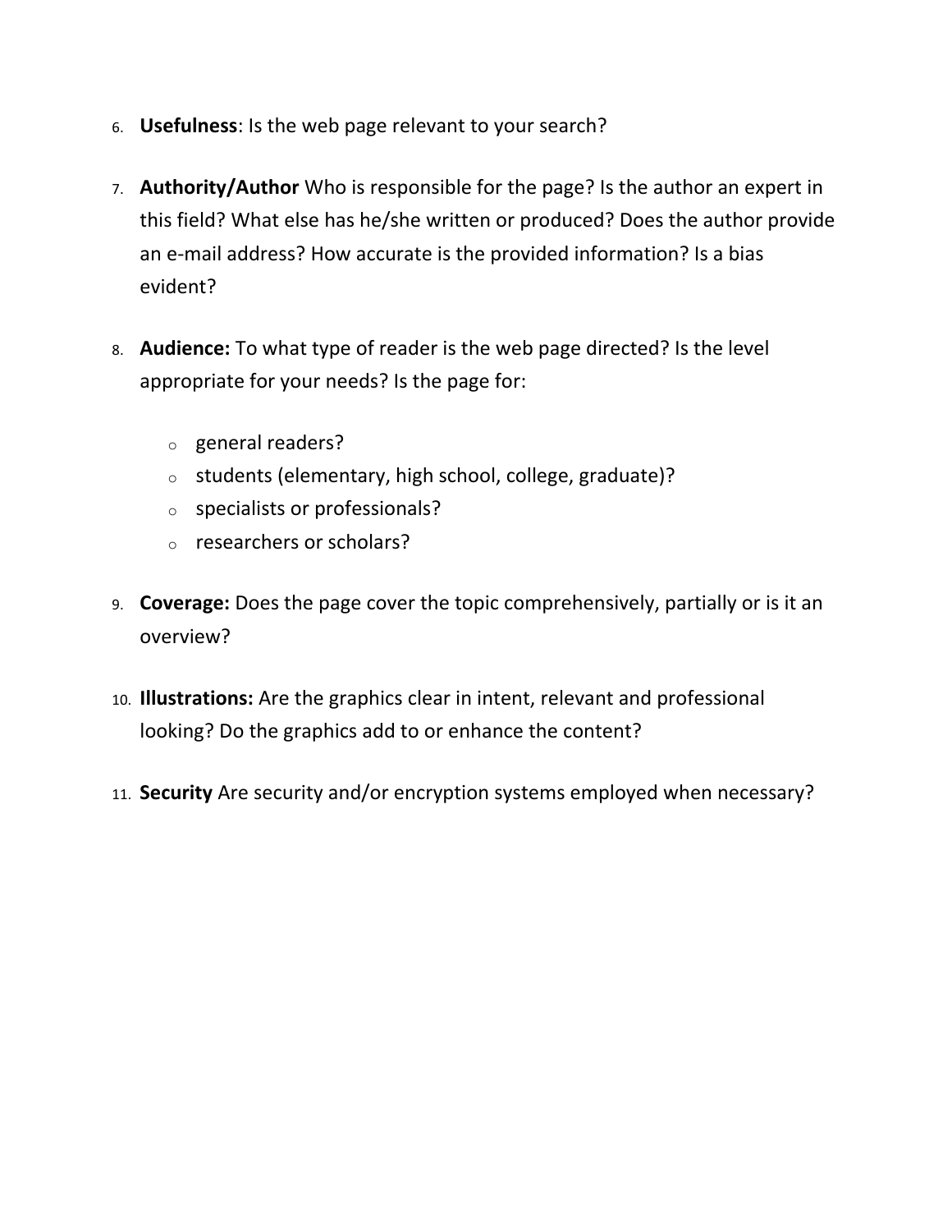6. **Usefulness**: Is the web page relevant to your search?

7. **Authority/Author** Who is responsible for the page? Is the author an expert in this field? What else has he/she written or produced? Does the author provide an e-mail address? How accurate is the provided information? Is a bias evident?

8. **Audience:** To what type of reader is the web page directed? Is the level appropriate for your needs? Is the page for:

    - general readers?
    - students (elementary, high school, college, graduate)?
    - specialists or professionals?
    - researchers or scholars?

9. **Coverage:** Does the page cover the topic comprehensively, partially or is it an overview?

10. **Illustrations:** Are the graphics clear in intent, relevant and professional looking? Do the graphics add to or enhance the content?

11. **Security** Are security and/or encryption systems employed when necessary?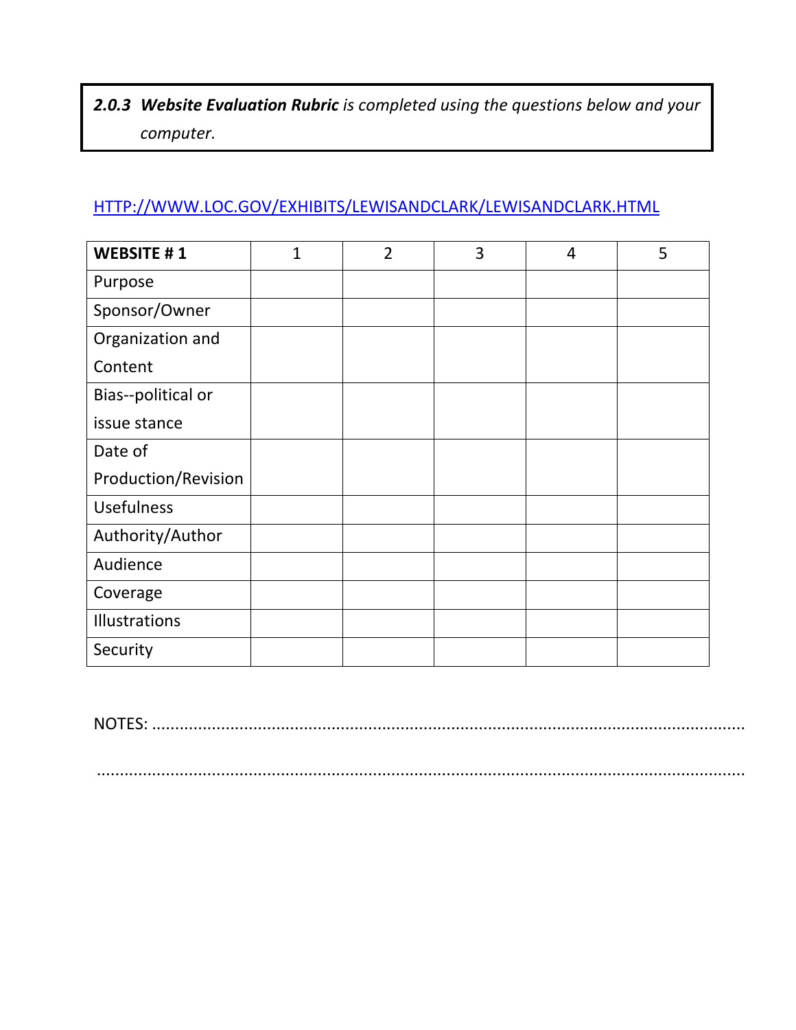***2.0.3 Website Evaluation Rubric*** *is completed using the questions below and your computer.*

[HTTP://WWW.LOC.GOV/EXHIBITS/LEWISANDCLARK/LEWISANDCLARK.HTML](HTTP://WWW.LOC.GOV/EXHIBITS/LEWISANDCLARK/LEWISANDCLARK.HTML)

| **WEBSITE # 1** | 1 | 2 | 3 | 4 | 5 |
|---|---|---|---|---|---|
| Purpose | | | | | |
| Sponsor/Owner | | | | | |
| Organization and Content | | | | | |
| Bias--political or issue stance | | | | | |
| Date of Production/Revision | | | | | |
| Usefulness | | | | | |
| Authority/Author | | | | | |
| Audience | | | | | |
| Coverage | | | | | |
| Illustrations | | | | | |
| Security | | | | | |

NOTES: .......................................................................................................................

.......................................................................................................................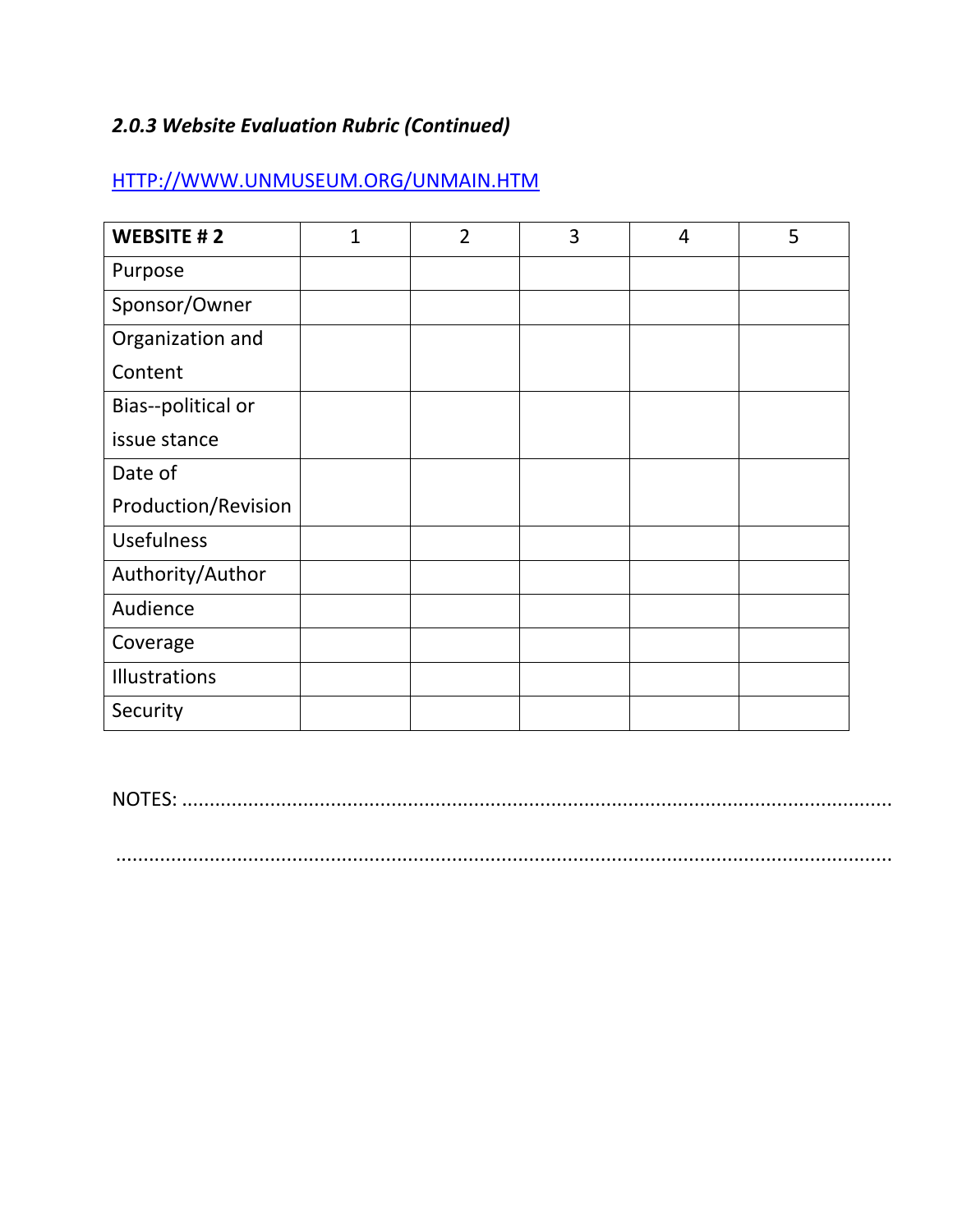### *2.0.3 Website Evaluation Rubric (Continued)*

[HTTP://WWW.UNMUSEUM.ORG/UNMAIN.HTM](HTTP://WWW.UNMUSEUM.ORG/UNMAIN.HTM)

| **WEBSITE # 2** | 1 | 2 | 3 | 4 | 5 |
|---|---|---|---|---|---|
| Purpose | | | | | |
| Sponsor/Owner | | | | | |
| Organization and Content | | | | | |
| Bias--political or issue stance | | | | | |
| Date of Production/Revision | | | | | |
| Usefulness | | | | | |
| Authority/Author | | | | | |
| Audience | | | | | |
| Coverage | | | | | |
| Illustrations | | | | | |
| Security | | | | | |

NOTES: ..........................................................................................................................

..........................................................................................................................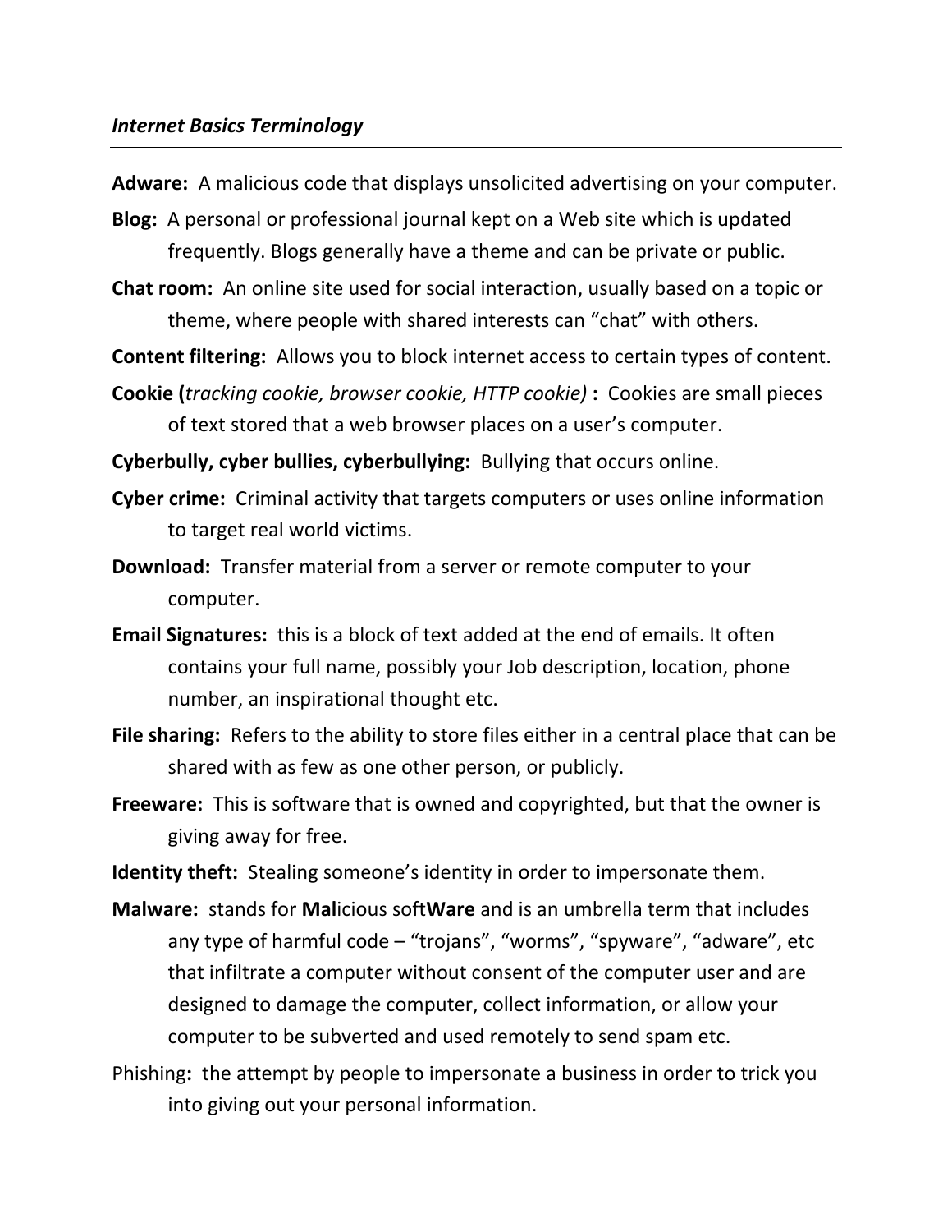*Internet Basics Terminology*

---

**Adware:** A malicious code that displays unsolicited advertising on your computer.

**Blog:** A personal or professional journal kept on a Web site which is updated frequently. Blogs generally have a theme and can be private or public.

**Chat room:** An online site used for social interaction, usually based on a topic or theme, where people with shared interests can "chat" with others.

**Content filtering:** Allows you to block internet access to certain types of content.

**Cookie (***tracking cookie, browser cookie, HTTP cookie)* **:** Cookies are small pieces of text stored that a web browser places on a user's computer.

**Cyberbully, cyber bullies, cyberbullying:** Bullying that occurs online.

**Cyber crime:** Criminal activity that targets computers or uses online information to target real world victims.

**Download:** Transfer material from a server or remote computer to your computer.

**Email Signatures:** this is a block of text added at the end of emails. It often contains your full name, possibly your Job description, location, phone number, an inspirational thought etc.

**File sharing:** Refers to the ability to store files either in a central place that can be shared with as few as one other person, or publicly.

**Freeware:** This is software that is owned and copyrighted, but that the owner is giving away for free.

**Identity theft:** Stealing someone's identity in order to impersonate them.

**Malware:** stands for **Mal**icious soft**Ware** and is an umbrella term that includes any type of harmful code – "trojans", "worms", "spyware", "adware", etc that infiltrate a computer without consent of the computer user and are designed to damage the computer, collect information, or allow your computer to be subverted and used remotely to send spam etc.

Phishing**:** the attempt by people to impersonate a business in order to trick you into giving out your personal information.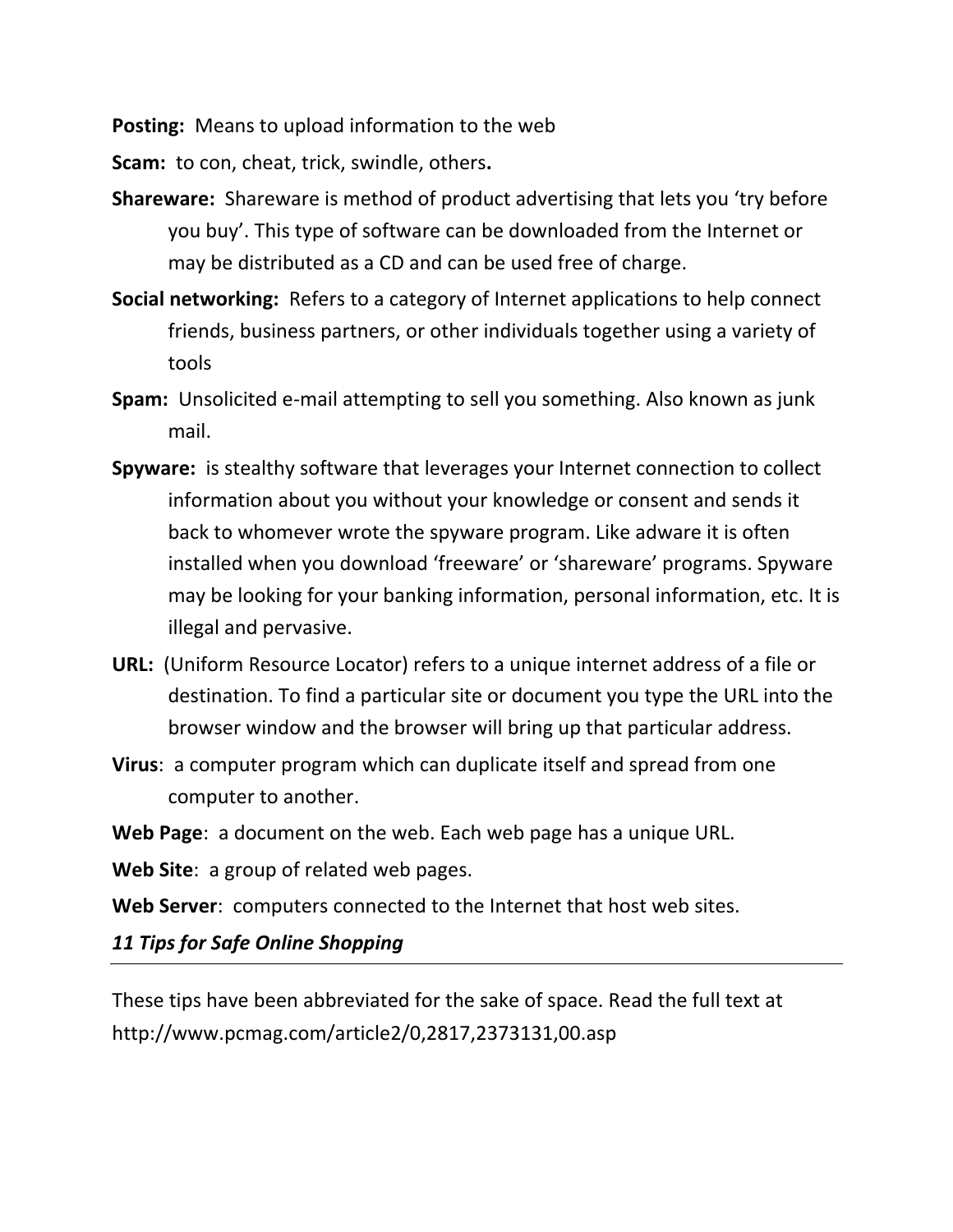**Posting:** Means to upload information to the web

**Scam:** to con, cheat, trick, swindle, others**.**

**Shareware:** Shareware is method of product advertising that lets you 'try before you buy'. This type of software can be downloaded from the Internet or may be distributed as a CD and can be used free of charge.

**Social networking:** Refers to a category of Internet applications to help connect friends, business partners, or other individuals together using a variety of tools

**Spam:** Unsolicited e-mail attempting to sell you something. Also known as junk mail.

**Spyware:** is stealthy software that leverages your Internet connection to collect information about you without your knowledge or consent and sends it back to whomever wrote the spyware program. Like adware it is often installed when you download 'freeware' or 'shareware' programs. Spyware may be looking for your banking information, personal information, etc. It is illegal and pervasive.

**URL:** (Uniform Resource Locator) refers to a unique internet address of a file or destination. To find a particular site or document you type the URL into the browser window and the browser will bring up that particular address.

**Virus**: a computer program which can duplicate itself and spread from one computer to another.

**Web Page**: a document on the web. Each web page has a unique URL.

**Web Site**: a group of related web pages.

**Web Server**: computers connected to the Internet that host web sites.

***11 Tips for Safe Online Shopping***

---

These tips have been abbreviated for the sake of space. Read the full text at http://www.pcmag.com/article2/0,2817,2373131,00.asp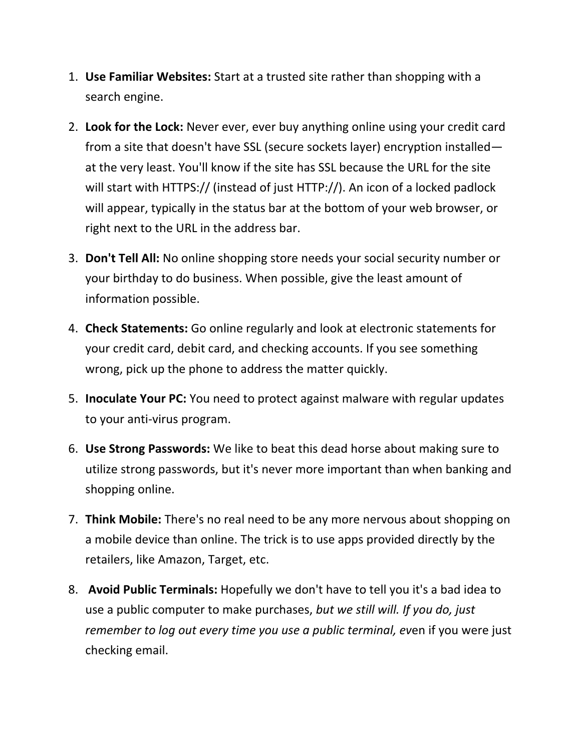1. **Use Familiar Websites:** Start at a trusted site rather than shopping with a search engine.
2. **Look for the Lock:** Never ever, ever buy anything online using your credit card from a site that doesn't have SSL (secure sockets layer) encryption installed—at the very least. You'll know if the site has SSL because the URL for the site will start with HTTPS:// (instead of just HTTP://). An icon of a locked padlock will appear, typically in the status bar at the bottom of your web browser, or right next to the URL in the address bar.
3. **Don't Tell All:** No online shopping store needs your social security number or your birthday to do business. When possible, give the least amount of information possible.
4. **Check Statements:** Go online regularly and look at electronic statements for your credit card, debit card, and checking accounts. If you see something wrong, pick up the phone to address the matter quickly.
5. **Inoculate Your PC:** You need to protect against malware with regular updates to your anti-virus program.
6. **Use Strong Passwords:** We like to beat this dead horse about making sure to utilize strong passwords, but it's never more important than when banking and shopping online.
7. **Think Mobile:** There's no real need to be any more nervous about shopping on a mobile device than online. The trick is to use apps provided directly by the retailers, like Amazon, Target, etc.
8. **Avoid Public Terminals:** Hopefully we don't have to tell you it's a bad idea to use a public computer to make purchases, *but we still will. If you do, just remember to log out every time you use a public terminal, ev*en if you were just checking email.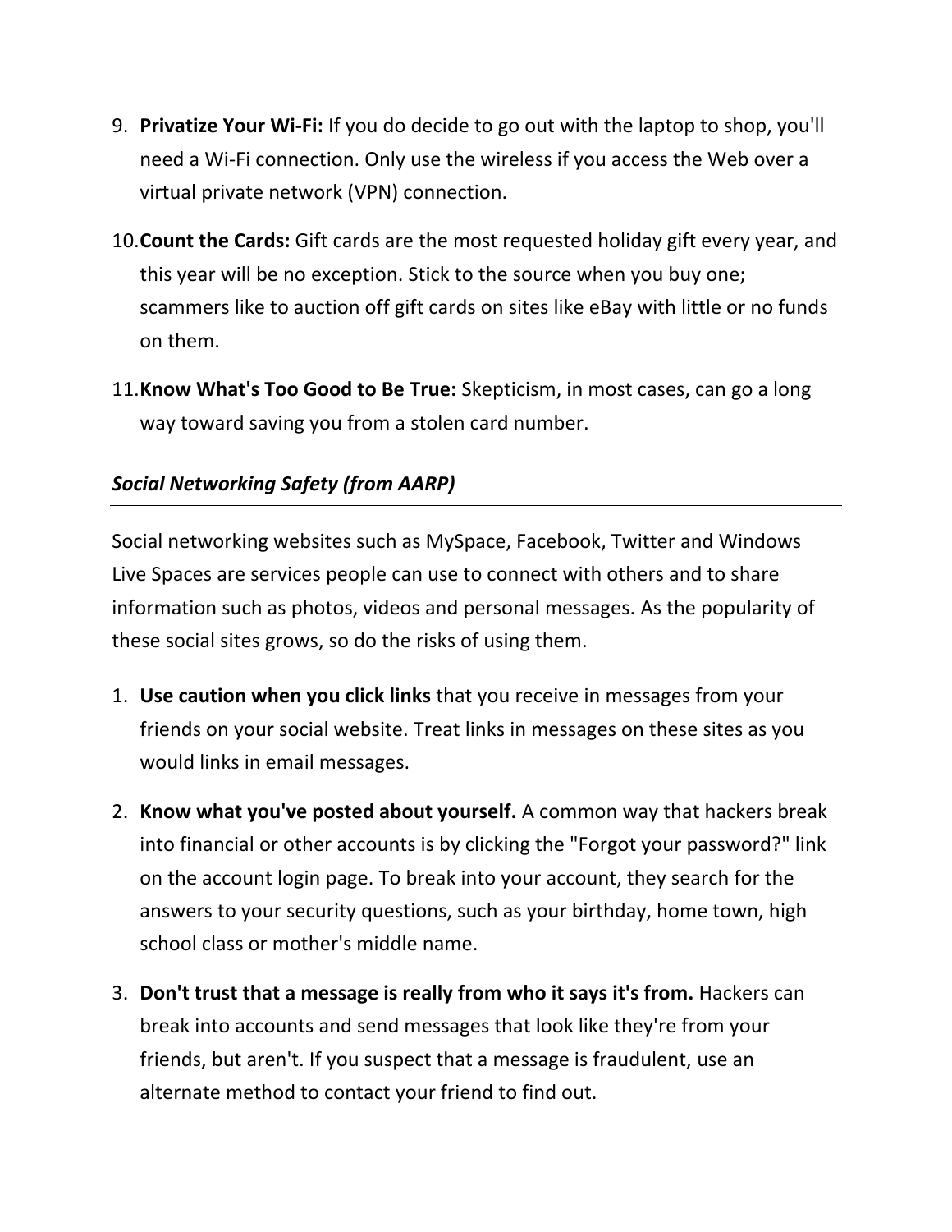9. **Privatize Your Wi-Fi:** If you do decide to go out with the laptop to shop, you'll need a Wi-Fi connection. Only use the wireless if you access the Web over a virtual private network (VPN) connection.
10. **Count the Cards:** Gift cards are the most requested holiday gift every year, and this year will be no exception. Stick to the source when you buy one; scammers like to auction off gift cards on sites like eBay with little or no funds on them.
11. **Know What's Too Good to Be True:** Skepticism, in most cases, can go a long way toward saving you from a stolen card number.

### *Social Networking Safety (from AARP)*

---

Social networking websites such as MySpace, Facebook, Twitter and Windows Live Spaces are services people can use to connect with others and to share information such as photos, videos and personal messages. As the popularity of these social sites grows, so do the risks of using them.

1. **Use caution when you click links** that you receive in messages from your friends on your social website. Treat links in messages on these sites as you would links in email messages.
2. **Know what you've posted about yourself.** A common way that hackers break into financial or other accounts is by clicking the "Forgot your password?" link on the account login page. To break into your account, they search for the answers to your security questions, such as your birthday, home town, high school class or mother's middle name.
3. **Don't trust that a message is really from who it says it's from.** Hackers can break into accounts and send messages that look like they're from your friends, but aren't. If you suspect that a message is fraudulent, use an alternate method to contact your friend to find out.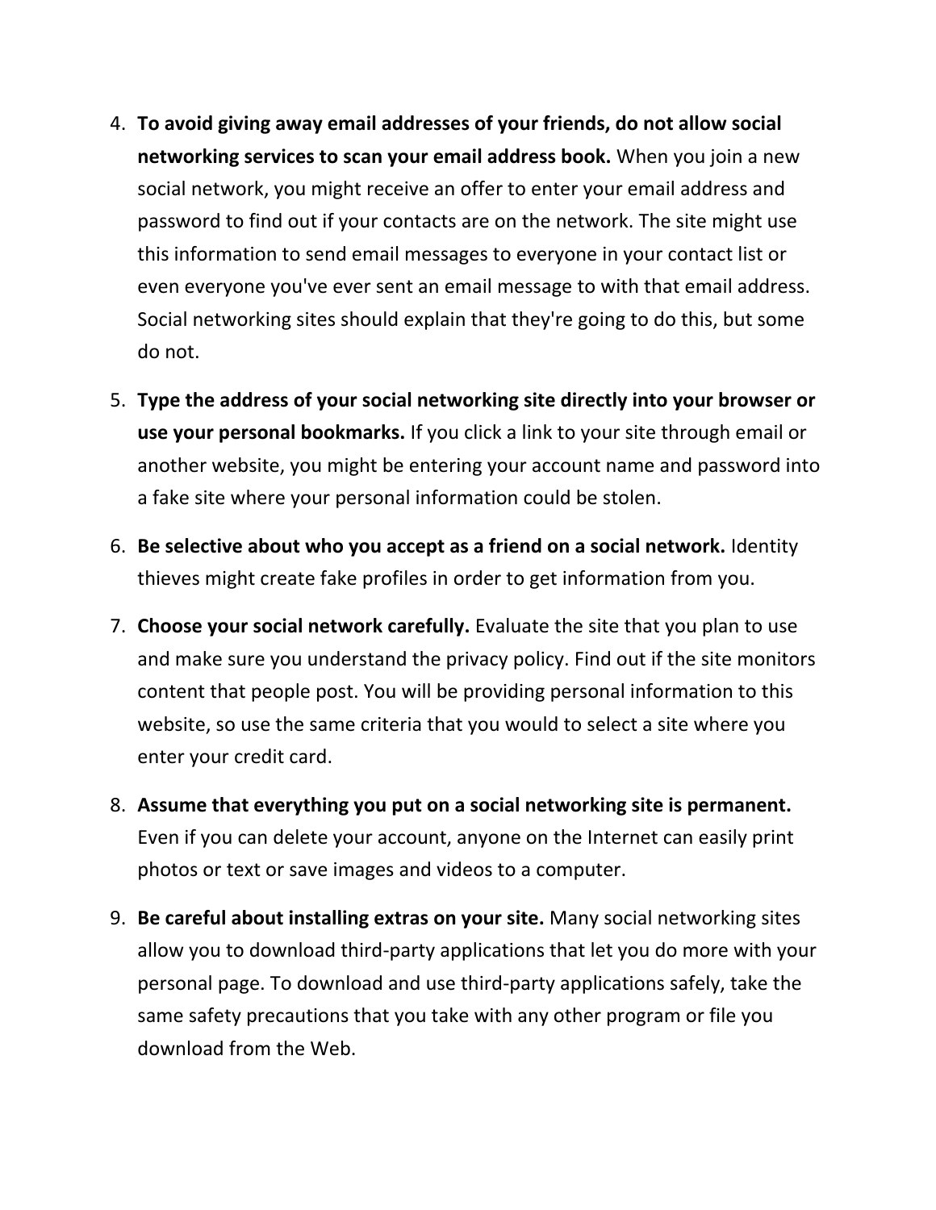4. **To avoid giving away email addresses of your friends, do not allow social networking services to scan your email address book.** When you join a new social network, you might receive an offer to enter your email address and password to find out if your contacts are on the network. The site might use this information to send email messages to everyone in your contact list or even everyone you've ever sent an email message to with that email address. Social networking sites should explain that they're going to do this, but some do not.

5. **Type the address of your social networking site directly into your browser or use your personal bookmarks.** If you click a link to your site through email or another website, you might be entering your account name and password into a fake site where your personal information could be stolen.

6. **Be selective about who you accept as a friend on a social network.** Identity thieves might create fake profiles in order to get information from you.

7. **Choose your social network carefully.** Evaluate the site that you plan to use and make sure you understand the privacy policy. Find out if the site monitors content that people post. You will be providing personal information to this website, so use the same criteria that you would to select a site where you enter your credit card.

8. **Assume that everything you put on a social networking site is permanent.** Even if you can delete your account, anyone on the Internet can easily print photos or text or save images and videos to a computer.

9. **Be careful about installing extras on your site.** Many social networking sites allow you to download third-party applications that let you do more with your personal page. To download and use third-party applications safely, take the same safety precautions that you take with any other program or file you download from the Web.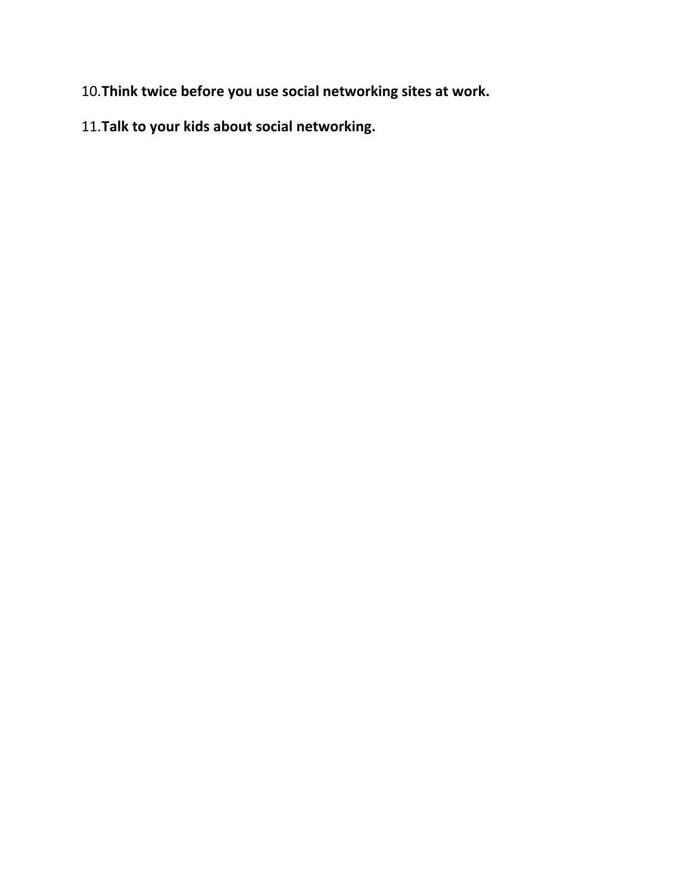10. **Think twice before you use social networking sites at work.**

11. **Talk to your kids about social networking.**